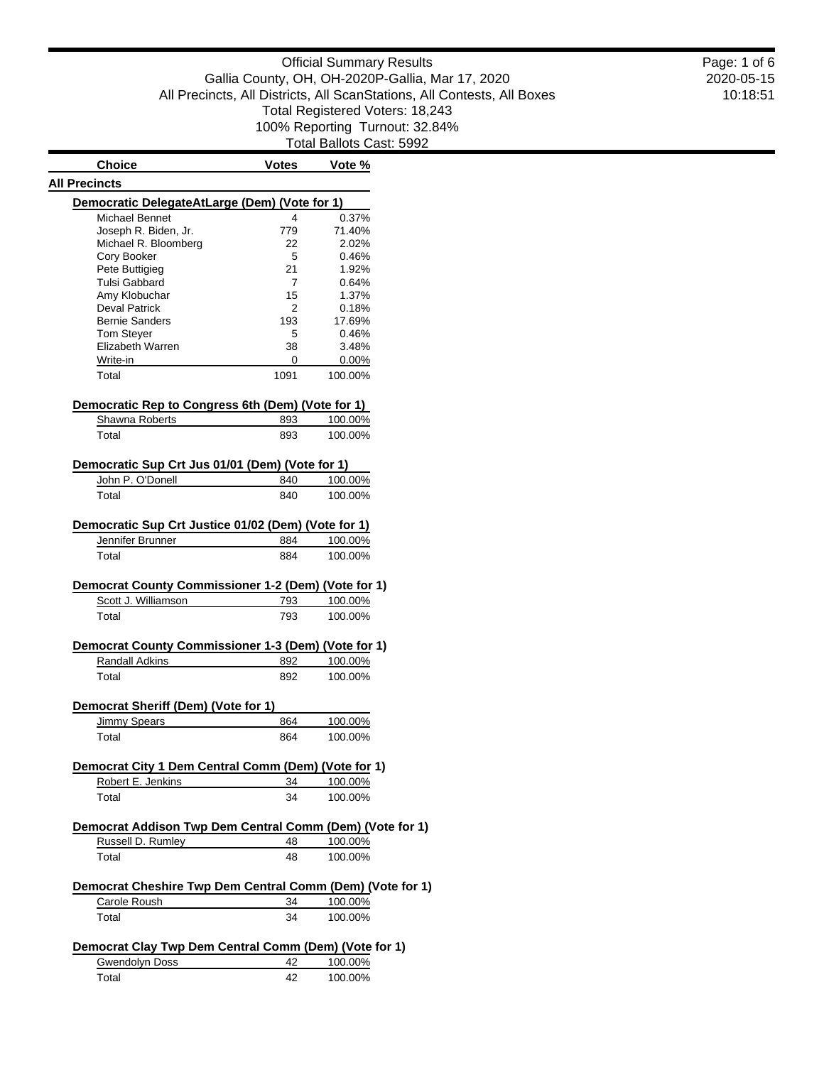# Official Summary Results

Gallia County, OH, OH-2020P-Gallia, Mar 17, 2020

All Precincts, All Districts, All ScanStations, All Contests, All Boxes

Total Registered Voters: 18,243

100% Reporting Turnout: 32.84%

Total Ballots Cast: 5992

2020-05-15
10:18:51

## All Precincts

### Democratic DelegateAtLarge (Dem) (Vote for 1)

| Choice | Votes | Vote % |
|---|---|---|
| Michael Bennet | 4 | 0.37% |
| Joseph R. Biden, Jr. | 779 | 71.40% |
| Michael R. Bloomberg | 22 | 2.02% |
| Cory Booker | 5 | 0.46% |
| Pete Buttigieg | 21 | 1.92% |
| Tulsi Gabbard | 7 | 0.64% |
| Amy Klobuchar | 15 | 1.37% |
| Deval Patrick | 2 | 0.18% |
| Bernie Sanders | 193 | 17.69% |
| Tom Steyer | 5 | 0.46% |
| Elizabeth Warren | 38 | 3.48% |
| Write-in | 0 | 0.00% |
| Total | 1091 | 100.00% |

### Democratic Rep to Congress 6th (Dem) (Vote for 1)

| Choice | Votes | Vote % |
|---|---|---|
| Shawna Roberts | 893 | 100.00% |
| Total | 893 | 100.00% |

### Democratic Sup Crt Jus 01/01 (Dem) (Vote for 1)

| Choice | Votes | Vote % |
|---|---|---|
| John P. O'Donell | 840 | 100.00% |
| Total | 840 | 100.00% |

### Democratic Sup Crt Justice 01/02 (Dem) (Vote for 1)

| Choice | Votes | Vote % |
|---|---|---|
| Jennifer Brunner | 884 | 100.00% |
| Total | 884 | 100.00% |

### Democrat County Commissioner 1-2 (Dem) (Vote for 1)

| Choice | Votes | Vote % |
|---|---|---|
| Scott J. Williamson | 793 | 100.00% |
| Total | 793 | 100.00% |

### Democrat County Commissioner 1-3 (Dem) (Vote for 1)

| Choice | Votes | Vote % |
|---|---|---|
| Randall Adkins | 892 | 100.00% |
| Total | 892 | 100.00% |

### Democrat Sheriff (Dem) (Vote for 1)

| Choice | Votes | Vote % |
|---|---|---|
| Jimmy Spears | 864 | 100.00% |
| Total | 864 | 100.00% |

### Democrat City 1 Dem Central Comm (Dem) (Vote for 1)

| Choice | Votes | Vote % |
|---|---|---|
| Robert E. Jenkins | 34 | 100.00% |
| Total | 34 | 100.00% |

### Democrat Addison Twp Dem Central Comm (Dem) (Vote for 1)

| Choice | Votes | Vote % |
|---|---|---|
| Russell D. Rumley | 48 | 100.00% |
| Total | 48 | 100.00% |

### Democrat Cheshire Twp Dem Central Comm (Dem) (Vote for 1)

| Choice | Votes | Vote % |
|---|---|---|
| Carole Roush | 34 | 100.00% |
| Total | 34 | 100.00% |

### Democrat Clay Twp Dem Central Comm (Dem) (Vote for 1)

| Choice | Votes | Vote % |
|---|---|---|
| Gwendolyn Doss | 42 | 100.00% |
| Total | 42 | 100.00% |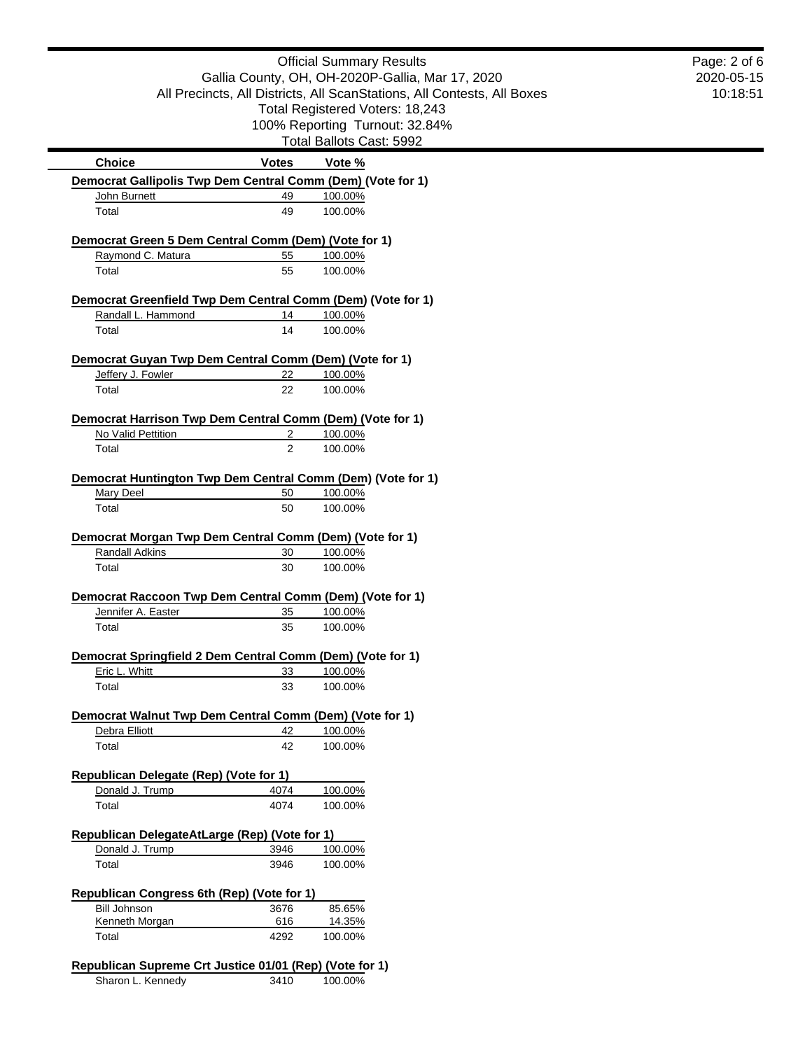Official Summary Results
Gallia County, OH, OH-2020P-Gallia, Mar 17, 2020
All Precincts, All Districts, All ScanStations, All Contests, All Boxes
Total Registered Voters: 18,243
100% Reporting Turnout: 32.84%
Total Ballots Cast: 5992

| Choice | Votes | Vote % |
|---|---|---|

**Democrat Gallipolis Twp Dem Central Comm (Dem) (Vote for 1)**

| Choice | Votes | Vote % |
|---|---|---|
| John Burnett | 49 | 100.00% |
| Total | 49 | 100.00% |

**Democrat Green 5 Dem Central Comm (Dem) (Vote for 1)**

| Choice | Votes | Vote % |
|---|---|---|
| Raymond C. Matura | 55 | 100.00% |
| Total | 55 | 100.00% |

**Democrat Greenfield Twp Dem Central Comm (Dem) (Vote for 1)**

| Choice | Votes | Vote % |
|---|---|---|
| Randall L. Hammond | 14 | 100.00% |
| Total | 14 | 100.00% |

**Democrat Guyan Twp Dem Central Comm (Dem) (Vote for 1)**

| Choice | Votes | Vote % |
|---|---|---|
| Jeffery J. Fowler | 22 | 100.00% |
| Total | 22 | 100.00% |

**Democrat Harrison Twp Dem Central Comm (Dem) (Vote for 1)**

| Choice | Votes | Vote % |
|---|---|---|
| No Valid Pettition | 2 | 100.00% |
| Total | 2 | 100.00% |

**Democrat Huntington Twp Dem Central Comm (Dem) (Vote for 1)**

| Choice | Votes | Vote % |
|---|---|---|
| Mary Deel | 50 | 100.00% |
| Total | 50 | 100.00% |

**Democrat Morgan Twp Dem Central Comm (Dem) (Vote for 1)**

| Choice | Votes | Vote % |
|---|---|---|
| Randall Adkins | 30 | 100.00% |
| Total | 30 | 100.00% |

**Democrat Raccoon Twp Dem Central Comm (Dem) (Vote for 1)**

| Choice | Votes | Vote % |
|---|---|---|
| Jennifer A. Easter | 35 | 100.00% |
| Total | 35 | 100.00% |

**Democrat Springfield 2 Dem Central Comm (Dem) (Vote for 1)**

| Choice | Votes | Vote % |
|---|---|---|
| Eric L. Whitt | 33 | 100.00% |
| Total | 33 | 100.00% |

**Democrat Walnut Twp Dem Central Comm (Dem) (Vote for 1)**

| Choice | Votes | Vote % |
|---|---|---|
| Debra Elliott | 42 | 100.00% |
| Total | 42 | 100.00% |

**Republican Delegate (Rep) (Vote for 1)**

| Choice | Votes | Vote % |
|---|---|---|
| Donald J. Trump | 4074 | 100.00% |
| Total | 4074 | 100.00% |

**Republican DelegateAtLarge (Rep) (Vote for 1)**

| Choice | Votes | Vote % |
|---|---|---|
| Donald J. Trump | 3946 | 100.00% |
| Total | 3946 | 100.00% |

**Republican Congress 6th (Rep) (Vote for 1)**

| Choice | Votes | Vote % |
|---|---|---|
| Bill Johnson | 3676 | 85.65% |
| Kenneth Morgan | 616 | 14.35% |
| Total | 4292 | 100.00% |

**Republican Supreme Crt Justice 01/01 (Rep) (Vote for 1)**

| Choice | Votes | Vote % |
|---|---|---|
| Sharon L. Kennedy | 3410 | 100.00% |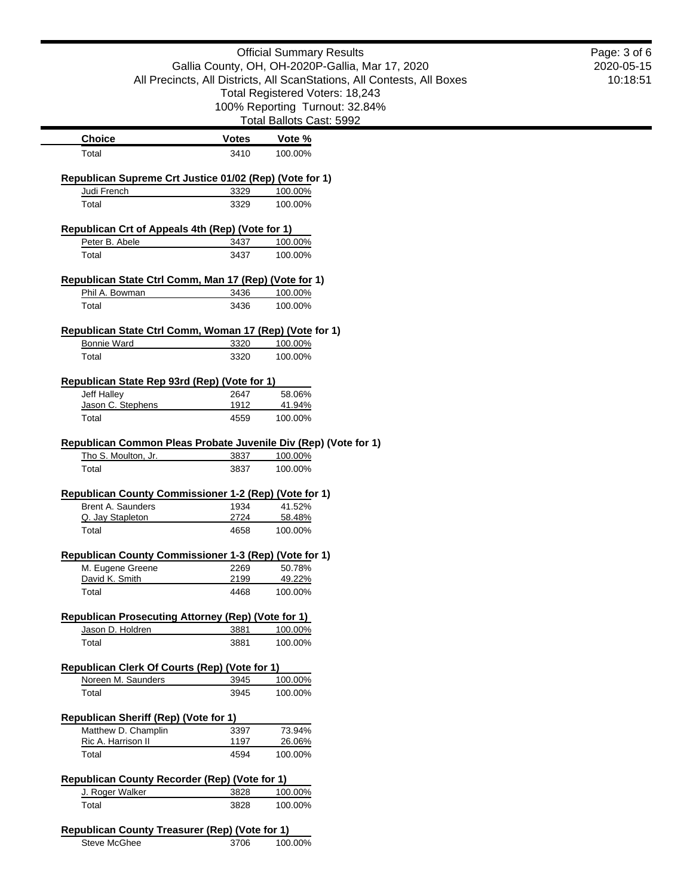Official Summary Results
Gallia County, OH, OH-2020P-Gallia, Mar 17, 2020
All Precincts, All Districts, All ScanStations, All Contests, All Boxes
Total Registered Voters: 18,243
100% Reporting Turnout: 32.84%
Total Ballots Cast: 5992

| Choice | Votes | Vote % |
|---|---|---|
| Total | 3410 | 100.00% |

### Republican Supreme Crt Justice 01/02 (Rep) (Vote for 1)

| Choice | Votes | Vote % |
|---|---|---|
| Judi French | 3329 | 100.00% |
| Total | 3329 | 100.00% |

### Republican Crt of Appeals 4th (Rep) (Vote for 1)

| Choice | Votes | Vote % |
|---|---|---|
| Peter B. Abele | 3437 | 100.00% |
| Total | 3437 | 100.00% |

### Republican State Ctrl Comm, Man 17 (Rep) (Vote for 1)

| Choice | Votes | Vote % |
|---|---|---|
| Phil A. Bowman | 3436 | 100.00% |
| Total | 3436 | 100.00% |

### Republican State Ctrl Comm, Woman 17 (Rep) (Vote for 1)

| Choice | Votes | Vote % |
|---|---|---|
| Bonnie Ward | 3320 | 100.00% |
| Total | 3320 | 100.00% |

### Republican State Rep 93rd (Rep) (Vote for 1)

| Choice | Votes | Vote % |
|---|---|---|
| Jeff Halley | 2647 | 58.06% |
| Jason C. Stephens | 1912 | 41.94% |
| Total | 4559 | 100.00% |

### Republican Common Pleas Probate Juvenile Div (Rep) (Vote for 1)

| Choice | Votes | Vote % |
|---|---|---|
| Tho S. Moulton, Jr. | 3837 | 100.00% |
| Total | 3837 | 100.00% |

### Republican County Commissioner 1-2 (Rep) (Vote for 1)

| Choice | Votes | Vote % |
|---|---|---|
| Brent A. Saunders | 1934 | 41.52% |
| Q. Jay Stapleton | 2724 | 58.48% |
| Total | 4658 | 100.00% |

### Republican County Commissioner 1-3 (Rep) (Vote for 1)

| Choice | Votes | Vote % |
|---|---|---|
| M. Eugene Greene | 2269 | 50.78% |
| David K. Smith | 2199 | 49.22% |
| Total | 4468 | 100.00% |

### Republican Prosecuting Attorney (Rep) (Vote for 1)

| Choice | Votes | Vote % |
|---|---|---|
| Jason D. Holdren | 3881 | 100.00% |
| Total | 3881 | 100.00% |

### Republican Clerk Of Courts (Rep) (Vote for 1)

| Choice | Votes | Vote % |
|---|---|---|
| Noreen M. Saunders | 3945 | 100.00% |
| Total | 3945 | 100.00% |

### Republican Sheriff (Rep) (Vote for 1)

| Choice | Votes | Vote % |
|---|---|---|
| Matthew D. Champlin | 3397 | 73.94% |
| Ric A. Harrison II | 1197 | 26.06% |
| Total | 4594 | 100.00% |

### Republican County Recorder (Rep) (Vote for 1)

| Choice | Votes | Vote % |
|---|---|---|
| J. Roger Walker | 3828 | 100.00% |
| Total | 3828 | 100.00% |

### Republican County Treasurer (Rep) (Vote for 1)

| Choice | Votes | Vote % |
|---|---|---|
| Steve McGhee | 3706 | 100.00% |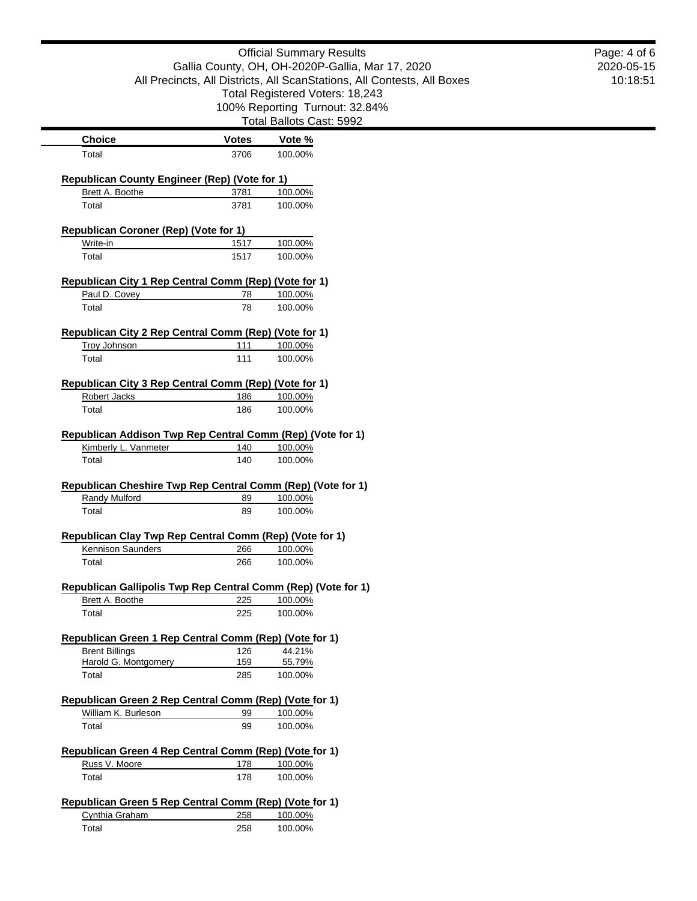| Choice | Votes | Vote % |
|---|---|---|
| Total | 3706 | 100.00% |

**Republican County Engineer (Rep) (Vote for 1)**

| Choice | Votes | Vote % |
|---|---|---|
| Brett A. Boothe | 3781 | 100.00% |
| Total | 3781 | 100.00% |

**Republican Coroner (Rep) (Vote for 1)**

| Choice | Votes | Vote % |
|---|---|---|
| Write-in | 1517 | 100.00% |
| Total | 1517 | 100.00% |

**Republican City 1 Rep Central Comm (Rep) (Vote for 1)**

| Choice | Votes | Vote % |
|---|---|---|
| Paul D. Covey | 78 | 100.00% |
| Total | 78 | 100.00% |

**Republican City 2 Rep Central Comm (Rep) (Vote for 1)**

| Choice | Votes | Vote % |
|---|---|---|
| Troy Johnson | 111 | 100.00% |
| Total | 111 | 100.00% |

**Republican City 3 Rep Central Comm (Rep) (Vote for 1)**

| Choice | Votes | Vote % |
|---|---|---|
| Robert Jacks | 186 | 100.00% |
| Total | 186 | 100.00% |

**Republican Addison Twp Rep Central Comm (Rep) (Vote for 1)**

| Choice | Votes | Vote % |
|---|---|---|
| Kimberly L. Vanmeter | 140 | 100.00% |
| Total | 140 | 100.00% |

**Republican Cheshire Twp Rep Central Comm (Rep) (Vote for 1)**

| Choice | Votes | Vote % |
|---|---|---|
| Randy Mulford | 89 | 100.00% |
| Total | 89 | 100.00% |

**Republican Clay Twp Rep Central Comm (Rep) (Vote for 1)**

| Choice | Votes | Vote % |
|---|---|---|
| Kennison Saunders | 266 | 100.00% |
| Total | 266 | 100.00% |

**Republican Gallipolis Twp Rep Central Comm (Rep) (Vote for 1)**

| Choice | Votes | Vote % |
|---|---|---|
| Brett A. Boothe | 225 | 100.00% |
| Total | 225 | 100.00% |

**Republican Green 1 Rep Central Comm (Rep) (Vote for 1)**

| Choice | Votes | Vote % |
|---|---|---|
| Brent Billings | 126 | 44.21% |
| Harold G. Montgomery | 159 | 55.79% |
| Total | 285 | 100.00% |

**Republican Green 2 Rep Central Comm (Rep) (Vote for 1)**

| Choice | Votes | Vote % |
|---|---|---|
| William K. Burleson | 99 | 100.00% |
| Total | 99 | 100.00% |

**Republican Green 4 Rep Central Comm (Rep) (Vote for 1)**

| Choice | Votes | Vote % |
|---|---|---|
| Russ V. Moore | 178 | 100.00% |
| Total | 178 | 100.00% |

**Republican Green 5 Rep Central Comm (Rep) (Vote for 1)**

| Choice | Votes | Vote % |
|---|---|---|
| Cynthia Graham | 258 | 100.00% |
| Total | 258 | 100.00% |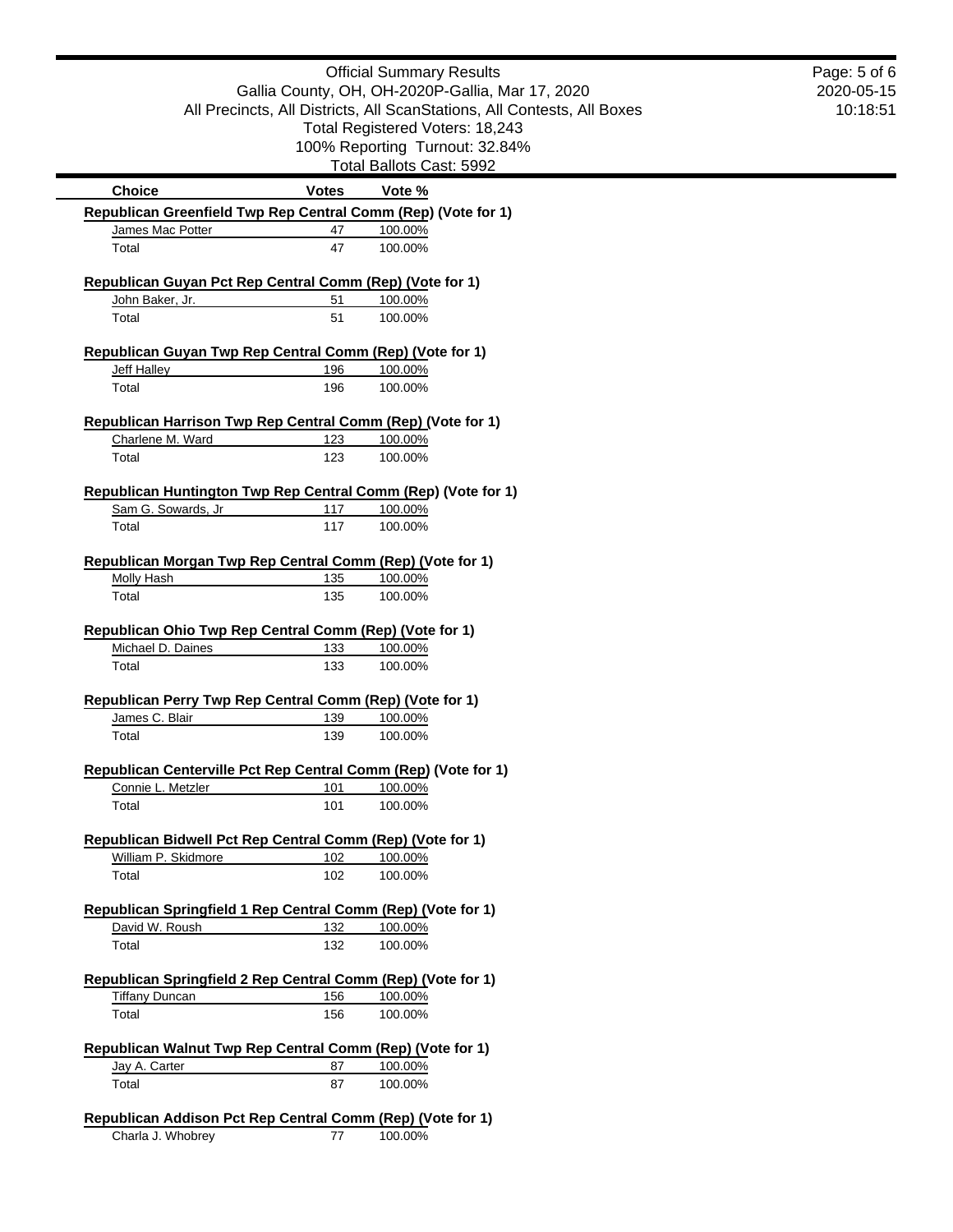Official Summary Results
Gallia County, OH, OH-2020P-Gallia, Mar 17, 2020
All Precincts, All Districts, All ScanStations, All Contests, All Boxes
Total Registered Voters: 18,243
100% Reporting Turnout: 32.84%
Total Ballots Cast: 5992

| Choice | Votes | Vote % |
|---|---|---|
| **Republican Greenfield Twp Rep Central Comm (Rep) (Vote for 1)** | | |
| James Mac Potter | 47 | 100.00% |
| Total | 47 | 100.00% |
| **Republican Guyan Pct Rep Central Comm (Rep) (Vote for 1)** | | |
| John Baker, Jr. | 51 | 100.00% |
| Total | 51 | 100.00% |
| **Republican Guyan Twp Rep Central Comm (Rep) (Vote for 1)** | | |
| Jeff Halley | 196 | 100.00% |
| Total | 196 | 100.00% |
| **Republican Harrison Twp Rep Central Comm (Rep) (Vote for 1)** | | |
| Charlene M. Ward | 123 | 100.00% |
| Total | 123 | 100.00% |
| **Republican Huntington Twp Rep Central Comm (Rep) (Vote for 1)** | | |
| Sam G. Sowards, Jr | 117 | 100.00% |
| Total | 117 | 100.00% |
| **Republican Morgan Twp Rep Central Comm (Rep) (Vote for 1)** | | |
| Molly Hash | 135 | 100.00% |
| Total | 135 | 100.00% |
| **Republican Ohio Twp Rep Central Comm (Rep) (Vote for 1)** | | |
| Michael D. Daines | 133 | 100.00% |
| Total | 133 | 100.00% |
| **Republican Perry Twp Rep Central Comm (Rep) (Vote for 1)** | | |
| James C. Blair | 139 | 100.00% |
| Total | 139 | 100.00% |
| **Republican Centerville Pct Rep Central Comm (Rep) (Vote for 1)** | | |
| Connie L. Metzler | 101 | 100.00% |
| Total | 101 | 100.00% |
| **Republican Bidwell Pct Rep Central Comm (Rep) (Vote for 1)** | | |
| William P. Skidmore | 102 | 100.00% |
| Total | 102 | 100.00% |
| **Republican Springfield 1 Rep Central Comm (Rep) (Vote for 1)** | | |
| David W. Roush | 132 | 100.00% |
| Total | 132 | 100.00% |
| **Republican Springfield 2 Rep Central Comm (Rep) (Vote for 1)** | | |
| Tiffany Duncan | 156 | 100.00% |
| Total | 156 | 100.00% |
| **Republican Walnut Twp Rep Central Comm (Rep) (Vote for 1)** | | |
| Jay A. Carter | 87 | 100.00% |
| Total | 87 | 100.00% |
| **Republican Addison Pct Rep Central Comm (Rep) (Vote for 1)** | | |
| Charla J. Whobrey | 77 | 100.00% |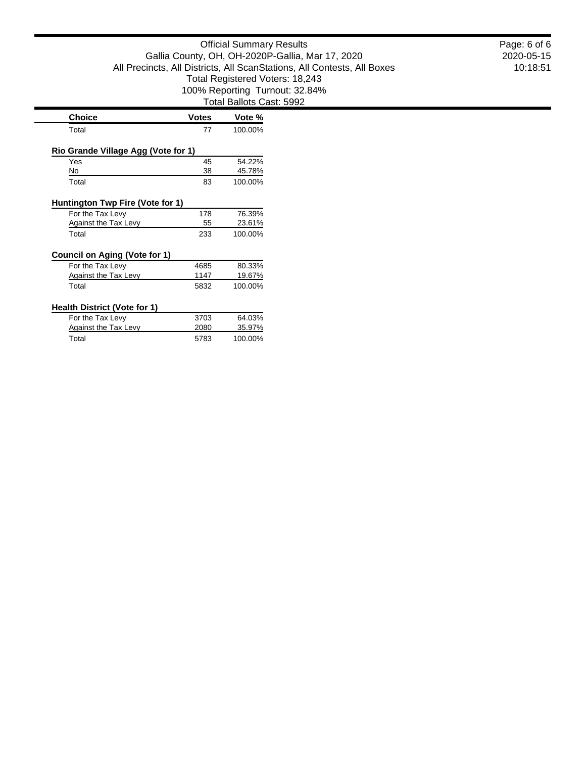| Choice | Votes | Vote % |
|---|---|---|
| Total | 77 | 100.00% |

**Rio Grande Village Agg (Vote for 1)**

| | | |
|---|---|---|
| Yes | 45 | 54.22% |
| No | 38 | 45.78% |
| Total | 83 | 100.00% |

**Huntington Twp Fire (Vote for 1)**

| | | |
|---|---|---|
| For the Tax Levy | 178 | 76.39% |
| Against the Tax Levy | 55 | 23.61% |
| Total | 233 | 100.00% |

**Council on Aging (Vote for 1)**

| | | |
|---|---|---|
| For the Tax Levy | 4685 | 80.33% |
| Against the Tax Levy | 1147 | 19.67% |
| Total | 5832 | 100.00% |

**Health District (Vote for 1)**

| | | |
|---|---|---|
| For the Tax Levy | 3703 | 64.03% |
| Against the Tax Levy | 2080 | 35.97% |
| Total | 5783 | 100.00% |